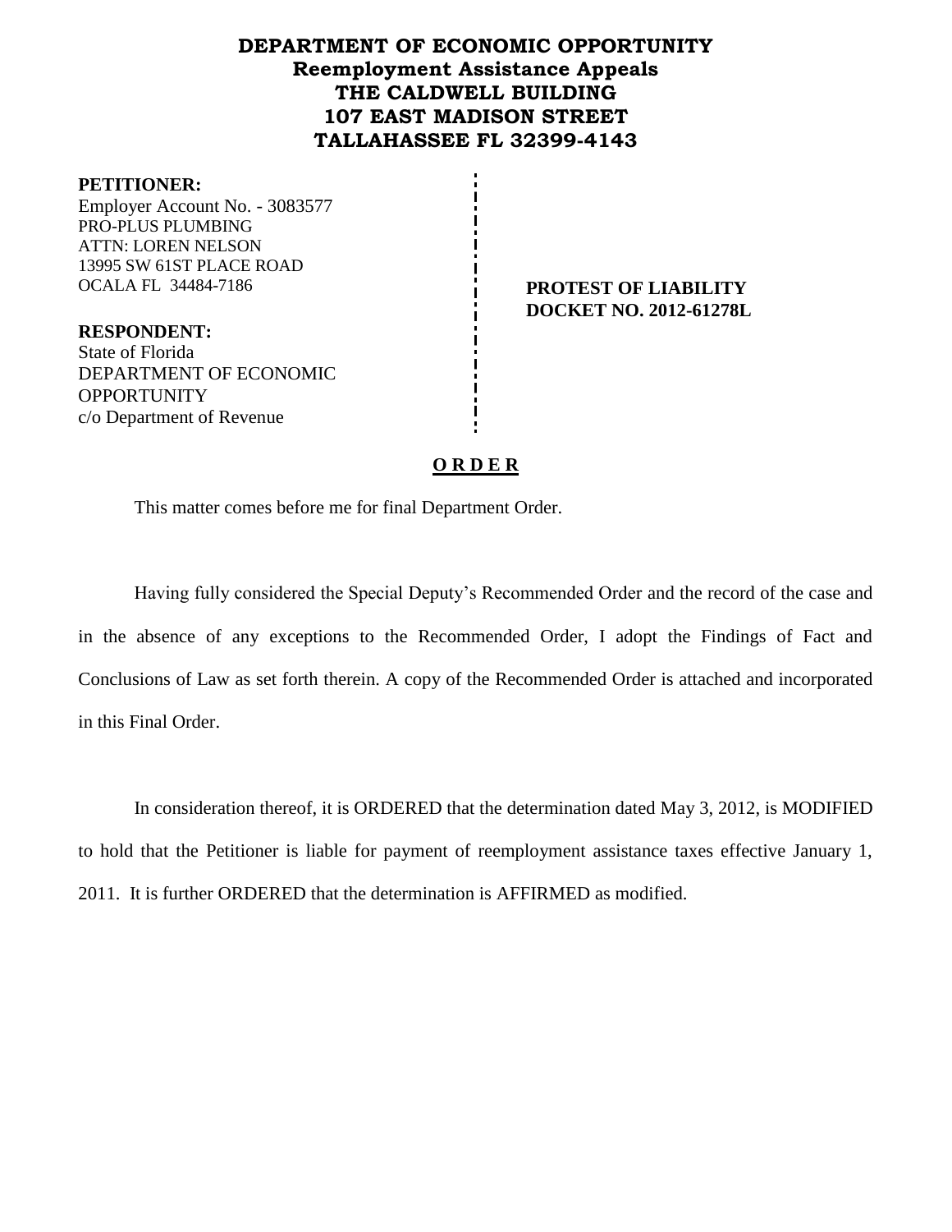# DEPARTMENT OF ECONOMIC OPPORTUNITY
## Reemployment Assistance Appeals
## THE CALDWELL BUILDING
## 107 EAST MADISON STREET
## TALLAHASSEE FL 32399-4143

**PETITIONER:**
Employer Account No. - 3083577
PRO-PLUS PLUMBING
ATTN: LOREN NELSON
13995 SW 61ST PLACE ROAD
OCALA FL 34484-7186

**PROTEST OF LIABILITY**
**DOCKET NO. 2012-61278L**

**RESPONDENT:**
State of Florida
DEPARTMENT OF ECONOMIC OPPORTUNITY
c/o Department of Revenue

## O R D E R

This matter comes before me for final Department Order.

Having fully considered the Special Deputy's Recommended Order and the record of the case and in the absence of any exceptions to the Recommended Order, I adopt the Findings of Fact and Conclusions of Law as set forth therein. A copy of the Recommended Order is attached and incorporated in this Final Order.

In consideration thereof, it is ORDERED that the determination dated May 3, 2012, is MODIFIED to hold that the Petitioner is liable for payment of reemployment assistance taxes effective January 1, 2011. It is further ORDERED that the determination is AFFIRMED as modified.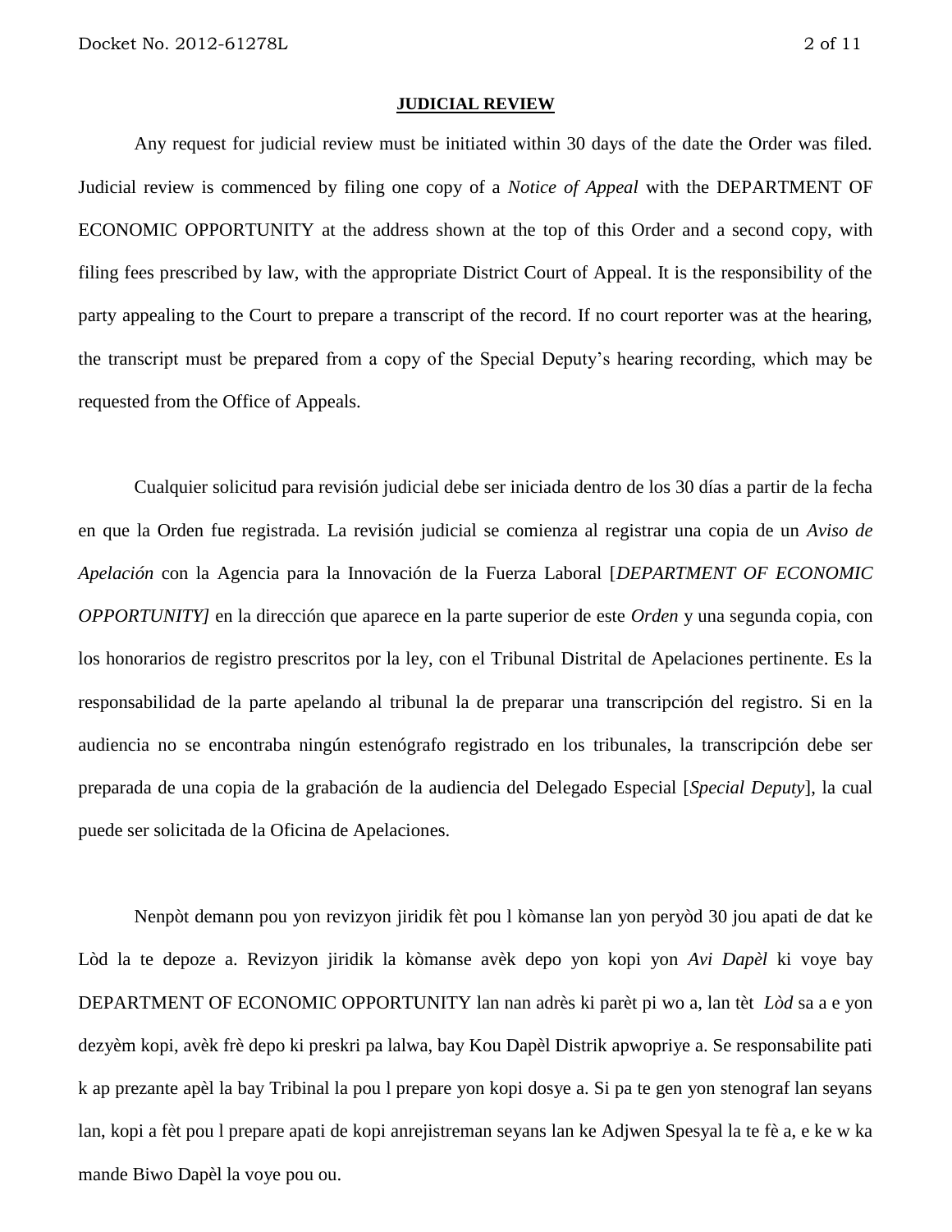## JUDICIAL REVIEW

Any request for judicial review must be initiated within 30 days of the date the Order was filed. Judicial review is commenced by filing one copy of a *Notice of Appeal* with the DEPARTMENT OF ECONOMIC OPPORTUNITY at the address shown at the top of this Order and a second copy, with filing fees prescribed by law, with the appropriate District Court of Appeal. It is the responsibility of the party appealing to the Court to prepare a transcript of the record. If no court reporter was at the hearing, the transcript must be prepared from a copy of the Special Deputy's hearing recording, which may be requested from the Office of Appeals.

Cualquier solicitud para revisión judicial debe ser iniciada dentro de los 30 días a partir de la fecha en que la Orden fue registrada. La revisión judicial se comienza al registrar una copia de un *Aviso de Apelación* con la Agencia para la Innovación de la Fuerza Laboral [*DEPARTMENT OF ECONOMIC OPPORTUNITY]* en la dirección que aparece en la parte superior de este *Orden* y una segunda copia, con los honorarios de registro prescritos por la ley, con el Tribunal Distrital de Apelaciones pertinente. Es la responsabilidad de la parte apelando al tribunal la de preparar una transcripción del registro. Si en la audiencia no se encontraba ningún estenógrafo registrado en los tribunales, la transcripción debe ser preparada de una copia de la grabación de la audiencia del Delegado Especial [*Special Deputy*], la cual puede ser solicitada de la Oficina de Apelaciones.

Nenpòt demann pou yon revizyon jiridik fèt pou l kòmanse lan yon peryòd 30 jou apati de dat ke Lòd la te depoze a. Revizyon jiridik la kòmanse avèk depo yon kopi yon *Avi Dapèl* ki voye bay DEPARTMENT OF ECONOMIC OPPORTUNITY lan nan adrès ki parèt pi wo a, lan tèt *Lòd* sa a e yon dezyèm kopi, avèk frè depo ki preskri pa lalwa, bay Kou Dapèl Distrik apwopriye a. Se responsabilite pati k ap prezante apèl la bay Tribinal la pou l prepare yon kopi dosye a. Si pa te gen yon stenograf lan seyans lan, kopi a fèt pou l prepare apati de kopi anrejistreman seyans lan ke Adjwen Spesyal la te fè a, e ke w ka mande Biwo Dapèl la voye pou ou.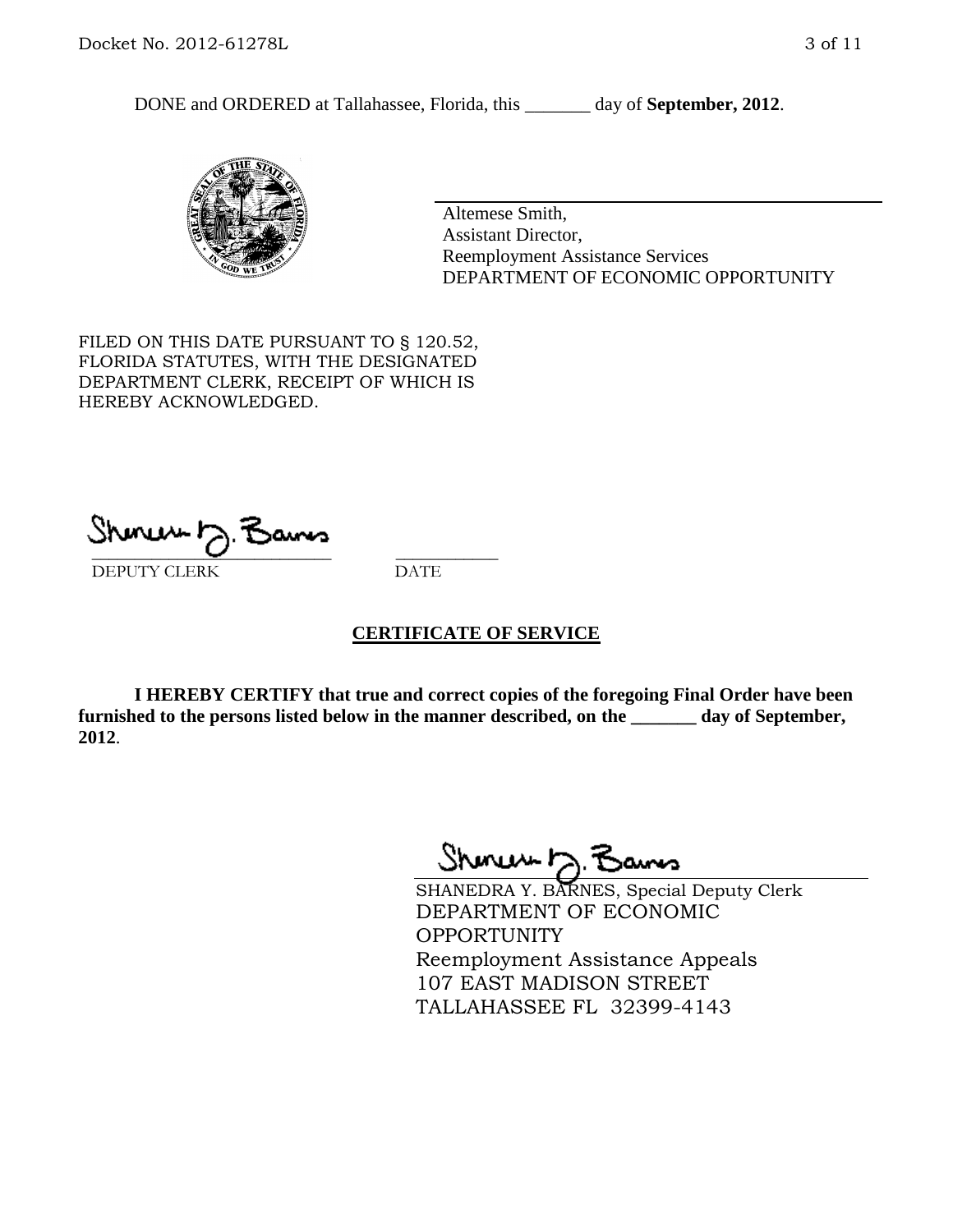DONE and ORDERED at Tallahassee, Florida, this _______ day of **September, 2012**.

Altemese Smith,
Assistant Director,
Reemployment Assistance Services
DEPARTMENT OF ECONOMIC OPPORTUNITY

FILED ON THIS DATE PURSUANT TO § 120.52, FLORIDA STATUTES, WITH THE DESIGNATED DEPARTMENT CLERK, RECEIPT OF WHICH IS HEREBY ACKNOWLEDGED.

_____________________________ ___________
DEPUTY CLERK DATE

**CERTIFICATE OF SERVICE**

**I HEREBY CERTIFY that true and correct copies of the foregoing Final Order have been furnished to the persons listed below in the manner described, on the _______ day of September, 2012**.

SHANEDRA Y. BARNES, Special Deputy Clerk
DEPARTMENT OF ECONOMIC OPPORTUNITY
Reemployment Assistance Appeals
107 EAST MADISON STREET
TALLAHASSEE FL 32399-4143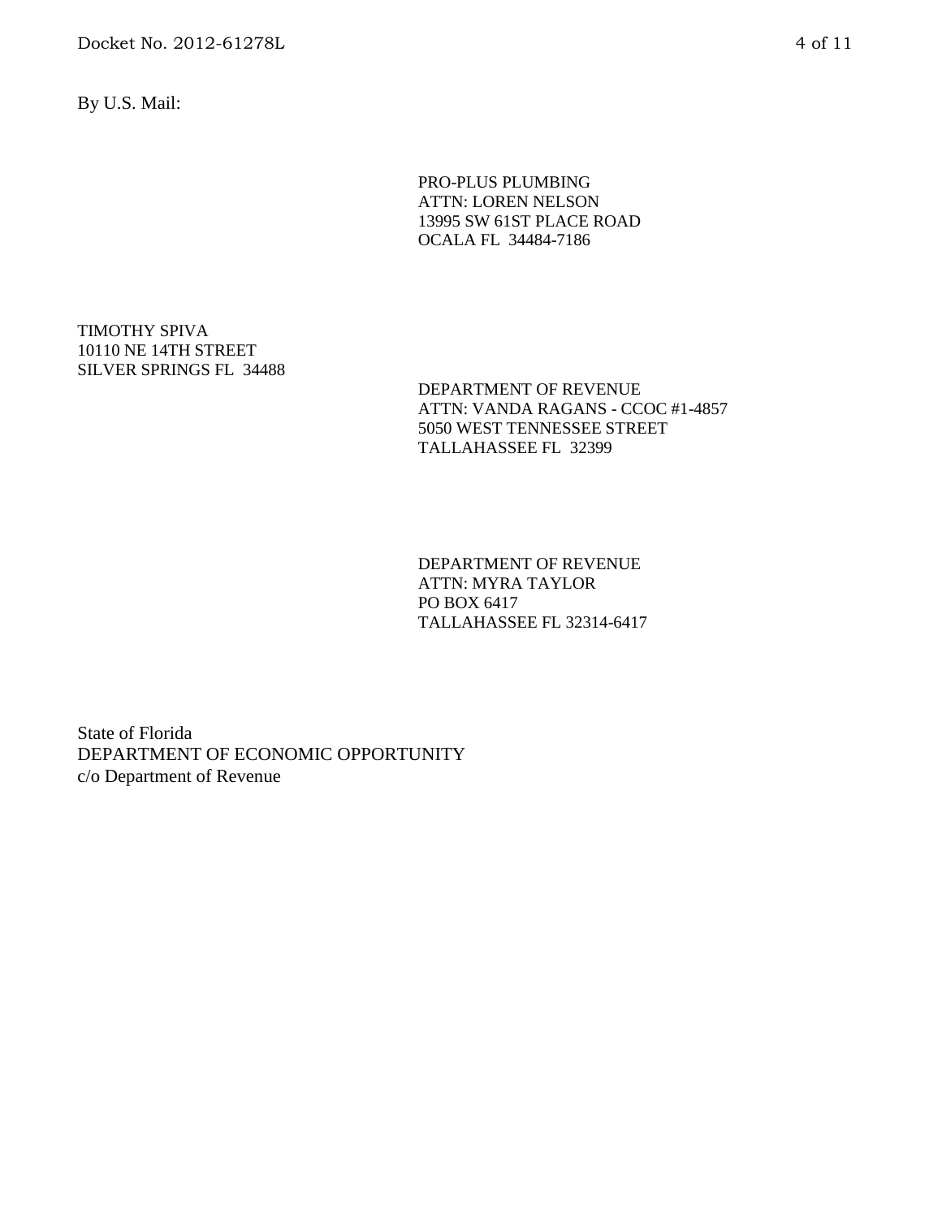By U.S. Mail:

PRO-PLUS PLUMBING
ATTN: LOREN NELSON
13995 SW 61ST PLACE ROAD
OCALA FL 34484-7186

TIMOTHY SPIVA
10110 NE 14TH STREET
SILVER SPRINGS FL 34488

DEPARTMENT OF REVENUE
ATTN: VANDA RAGANS - CCOC #1-4857
5050 WEST TENNESSEE STREET
TALLAHASSEE FL 32399

DEPARTMENT OF REVENUE
ATTN: MYRA TAYLOR
PO BOX 6417
TALLAHASSEE FL 32314-6417

State of Florida
DEPARTMENT OF ECONOMIC OPPORTUNITY
c/o Department of Revenue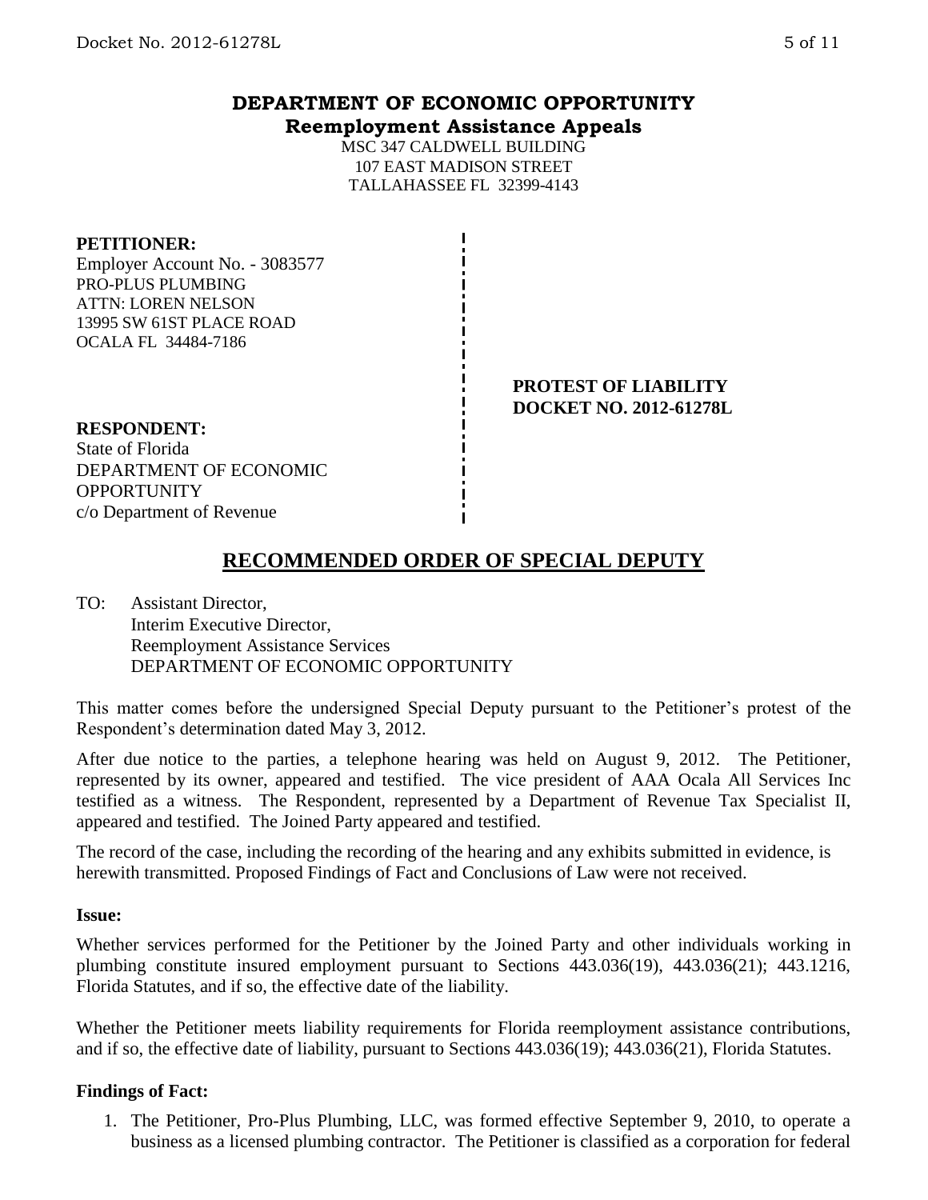## DEPARTMENT OF ECONOMIC OPPORTUNITY
**Reemployment Assistance Appeals**

MSC 347 CALDWELL BUILDING
107 EAST MADISON STREET
TALLAHASSEE FL 32399-4143

**PETITIONER:**
Employer Account No. - 3083577
PRO-PLUS PLUMBING
ATTN: LOREN NELSON
13995 SW 61ST PLACE ROAD
OCALA FL 34484-7186

**PROTEST OF LIABILITY**
**DOCKET NO. 2012-61278L**

**RESPONDENT:**
State of Florida
DEPARTMENT OF ECONOMIC OPPORTUNITY
c/o Department of Revenue

## RECOMMENDED ORDER OF SPECIAL DEPUTY

TO: Assistant Director,
Interim Executive Director,
Reemployment Assistance Services
DEPARTMENT OF ECONOMIC OPPORTUNITY

This matter comes before the undersigned Special Deputy pursuant to the Petitioner's protest of the Respondent's determination dated May 3, 2012.

After due notice to the parties, a telephone hearing was held on August 9, 2012. The Petitioner, represented by its owner, appeared and testified. The vice president of AAA Ocala All Services Inc testified as a witness. The Respondent, represented by a Department of Revenue Tax Specialist II, appeared and testified. The Joined Party appeared and testified.

The record of the case, including the recording of the hearing and any exhibits submitted in evidence, is herewith transmitted. Proposed Findings of Fact and Conclusions of Law were not received.

**Issue:**

Whether services performed for the Petitioner by the Joined Party and other individuals working in plumbing constitute insured employment pursuant to Sections 443.036(19), 443.036(21); 443.1216, Florida Statutes, and if so, the effective date of the liability.

Whether the Petitioner meets liability requirements for Florida reemployment assistance contributions, and if so, the effective date of liability, pursuant to Sections 443.036(19); 443.036(21), Florida Statutes.

**Findings of Fact:**

1. The Petitioner, Pro-Plus Plumbing, LLC, was formed effective September 9, 2010, to operate a business as a licensed plumbing contractor. The Petitioner is classified as a corporation for federal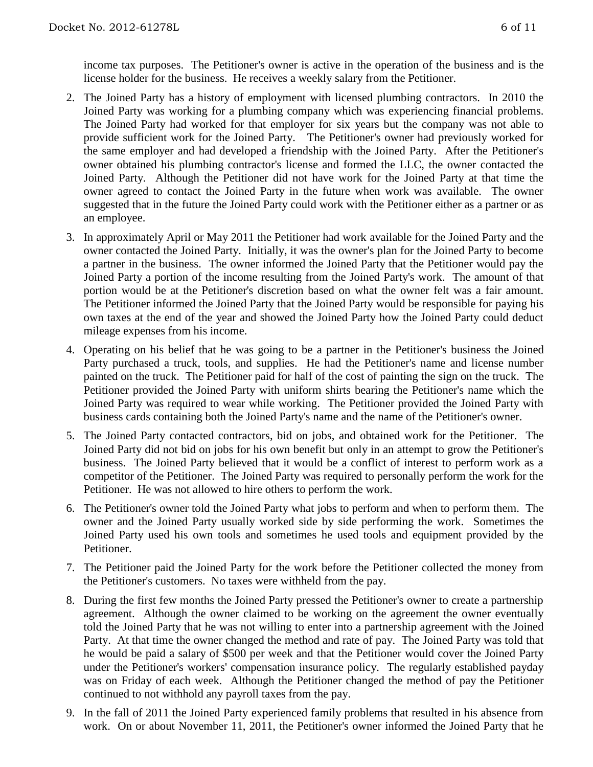income tax purposes. The Petitioner's owner is active in the operation of the business and is the license holder for the business. He receives a weekly salary from the Petitioner.

2. The Joined Party has a history of employment with licensed plumbing contractors. In 2010 the Joined Party was working for a plumbing company which was experiencing financial problems. The Joined Party had worked for that employer for six years but the company was not able to provide sufficient work for the Joined Party. The Petitioner's owner had previously worked for the same employer and had developed a friendship with the Joined Party. After the Petitioner's owner obtained his plumbing contractor's license and formed the LLC, the owner contacted the Joined Party. Although the Petitioner did not have work for the Joined Party at that time the owner agreed to contact the Joined Party in the future when work was available. The owner suggested that in the future the Joined Party could work with the Petitioner either as a partner or as an employee.

3. In approximately April or May 2011 the Petitioner had work available for the Joined Party and the owner contacted the Joined Party. Initially, it was the owner's plan for the Joined Party to become a partner in the business. The owner informed the Joined Party that the Petitioner would pay the Joined Party a portion of the income resulting from the Joined Party's work. The amount of that portion would be at the Petitioner's discretion based on what the owner felt was a fair amount. The Petitioner informed the Joined Party that the Joined Party would be responsible for paying his own taxes at the end of the year and showed the Joined Party how the Joined Party could deduct mileage expenses from his income.

4. Operating on his belief that he was going to be a partner in the Petitioner's business the Joined Party purchased a truck, tools, and supplies. He had the Petitioner's name and license number painted on the truck. The Petitioner paid for half of the cost of painting the sign on the truck. The Petitioner provided the Joined Party with uniform shirts bearing the Petitioner's name which the Joined Party was required to wear while working. The Petitioner provided the Joined Party with business cards containing both the Joined Party's name and the name of the Petitioner's owner.

5. The Joined Party contacted contractors, bid on jobs, and obtained work for the Petitioner. The Joined Party did not bid on jobs for his own benefit but only in an attempt to grow the Petitioner's business. The Joined Party believed that it would be a conflict of interest to perform work as a competitor of the Petitioner. The Joined Party was required to personally perform the work for the Petitioner. He was not allowed to hire others to perform the work.

6. The Petitioner's owner told the Joined Party what jobs to perform and when to perform them. The owner and the Joined Party usually worked side by side performing the work. Sometimes the Joined Party used his own tools and sometimes he used tools and equipment provided by the Petitioner.

7. The Petitioner paid the Joined Party for the work before the Petitioner collected the money from the Petitioner's customers. No taxes were withheld from the pay.

8. During the first few months the Joined Party pressed the Petitioner's owner to create a partnership agreement. Although the owner claimed to be working on the agreement the owner eventually told the Joined Party that he was not willing to enter into a partnership agreement with the Joined Party. At that time the owner changed the method and rate of pay. The Joined Party was told that he would be paid a salary of $500 per week and that the Petitioner would cover the Joined Party under the Petitioner's workers' compensation insurance policy. The regularly established payday was on Friday of each week. Although the Petitioner changed the method of pay the Petitioner continued to not withhold any payroll taxes from the pay.

9. In the fall of 2011 the Joined Party experienced family problems that resulted in his absence from work. On or about November 11, 2011, the Petitioner's owner informed the Joined Party that he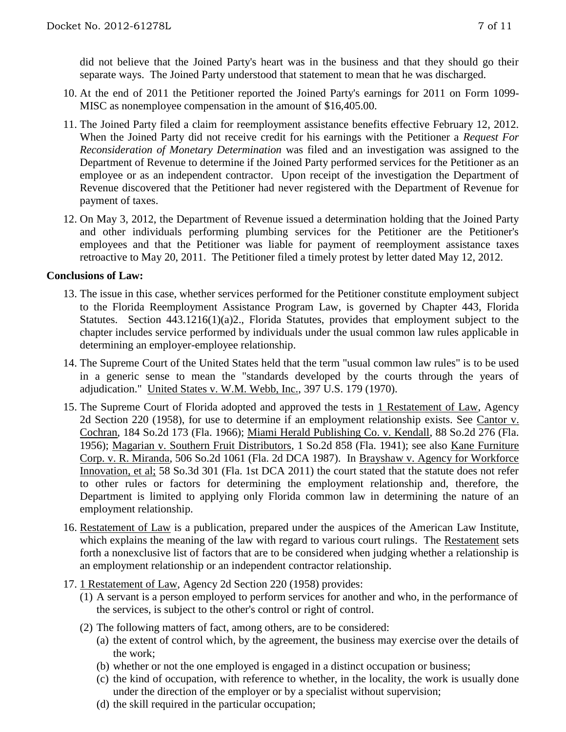did not believe that the Joined Party's heart was in the business and that they should go their separate ways. The Joined Party understood that statement to mean that he was discharged.

10. At the end of 2011 the Petitioner reported the Joined Party's earnings for 2011 on Form 1099-MISC as nonemployee compensation in the amount of $16,405.00.

11. The Joined Party filed a claim for reemployment assistance benefits effective February 12, 2012. When the Joined Party did not receive credit for his earnings with the Petitioner a *Request For Reconsideration of Monetary Determination* was filed and an investigation was assigned to the Department of Revenue to determine if the Joined Party performed services for the Petitioner as an employee or as an independent contractor. Upon receipt of the investigation the Department of Revenue discovered that the Petitioner had never registered with the Department of Revenue for payment of taxes.

12. On May 3, 2012, the Department of Revenue issued a determination holding that the Joined Party and other individuals performing plumbing services for the Petitioner are the Petitioner's employees and that the Petitioner was liable for payment of reemployment assistance taxes retroactive to May 20, 2011. The Petitioner filed a timely protest by letter dated May 12, 2012.

**Conclusions of Law:**

13. The issue in this case, whether services performed for the Petitioner constitute employment subject to the Florida Reemployment Assistance Program Law, is governed by Chapter 443, Florida Statutes. Section 443.1216(1)(a)2., Florida Statutes, provides that employment subject to the chapter includes service performed by individuals under the usual common law rules applicable in determining an employer-employee relationship.

14. The Supreme Court of the United States held that the term "usual common law rules" is to be used in a generic sense to mean the "standards developed by the courts through the years of adjudication." United States v. W.M. Webb, Inc., 397 U.S. 179 (1970).

15. The Supreme Court of Florida adopted and approved the tests in 1 Restatement of Law, Agency 2d Section 220 (1958), for use to determine if an employment relationship exists. See Cantor v. Cochran, 184 So.2d 173 (Fla. 1966); Miami Herald Publishing Co. v. Kendall, 88 So.2d 276 (Fla. 1956); Magarian v. Southern Fruit Distributors, 1 So.2d 858 (Fla. 1941); see also Kane Furniture Corp. v. R. Miranda, 506 So.2d 1061 (Fla. 2d DCA 1987). In Brayshaw v. Agency for Workforce Innovation, et al; 58 So.3d 301 (Fla. 1st DCA 2011) the court stated that the statute does not refer to other rules or factors for determining the employment relationship and, therefore, the Department is limited to applying only Florida common law in determining the nature of an employment relationship.

16. Restatement of Law is a publication, prepared under the auspices of the American Law Institute, which explains the meaning of the law with regard to various court rulings. The Restatement sets forth a nonexclusive list of factors that are to be considered when judging whether a relationship is an employment relationship or an independent contractor relationship.

17. 1 Restatement of Law, Agency 2d Section 220 (1958) provides:
    (1) A servant is a person employed to perform services for another and who, in the performance of the services, is subject to the other's control or right of control.
    (2) The following matters of fact, among others, are to be considered:
        (a) the extent of control which, by the agreement, the business may exercise over the details of the work;
        (b) whether or not the one employed is engaged in a distinct occupation or business;
        (c) the kind of occupation, with reference to whether, in the locality, the work is usually done under the direction of the employer or by a specialist without supervision;
        (d) the skill required in the particular occupation;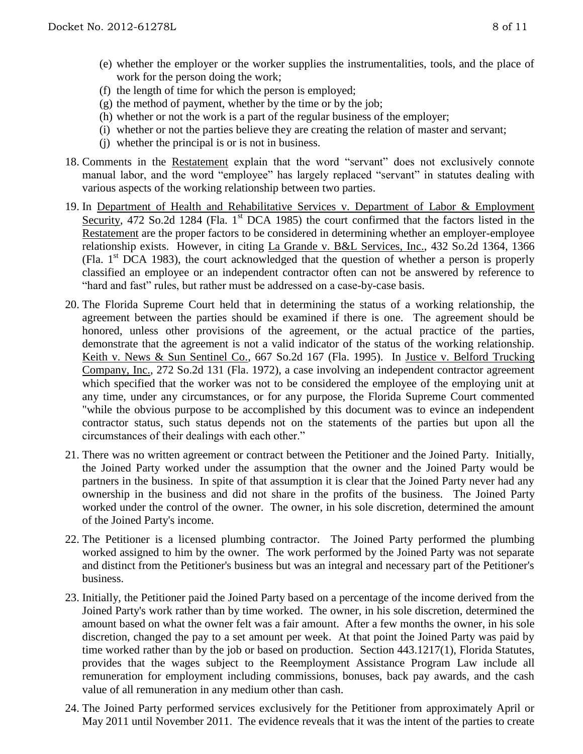(e) whether the employer or the worker supplies the instrumentalities, tools, and the place of work for the person doing the work;
(f) the length of time for which the person is employed;
(g) the method of payment, whether by the time or by the job;
(h) whether or not the work is a part of the regular business of the employer;
(i) whether or not the parties believe they are creating the relation of master and servant;
(j) whether the principal is or is not in business.

18. Comments in the Restatement explain that the word "servant" does not exclusively connote manual labor, and the word "employee" has largely replaced "servant" in statutes dealing with various aspects of the working relationship between two parties.

19. In Department of Health and Rehabilitative Services v. Department of Labor & Employment Security, 472 So.2d 1284 (Fla. 1st DCA 1985) the court confirmed that the factors listed in the Restatement are the proper factors to be considered in determining whether an employer-employee relationship exists. However, in citing La Grande v. B&L Services, Inc., 432 So.2d 1364, 1366 (Fla. 1st DCA 1983), the court acknowledged that the question of whether a person is properly classified an employee or an independent contractor often can not be answered by reference to "hard and fast" rules, but rather must be addressed on a case-by-case basis.

20. The Florida Supreme Court held that in determining the status of a working relationship, the agreement between the parties should be examined if there is one. The agreement should be honored, unless other provisions of the agreement, or the actual practice of the parties, demonstrate that the agreement is not a valid indicator of the status of the working relationship. Keith v. News & Sun Sentinel Co., 667 So.2d 167 (Fla. 1995). In Justice v. Belford Trucking Company, Inc., 272 So.2d 131 (Fla. 1972), a case involving an independent contractor agreement which specified that the worker was not to be considered the employee of the employing unit at any time, under any circumstances, or for any purpose, the Florida Supreme Court commented "while the obvious purpose to be accomplished by this document was to evince an independent contractor status, such status depends not on the statements of the parties but upon all the circumstances of their dealings with each other."

21. There was no written agreement or contract between the Petitioner and the Joined Party. Initially, the Joined Party worked under the assumption that the owner and the Joined Party would be partners in the business. In spite of that assumption it is clear that the Joined Party never had any ownership in the business and did not share in the profits of the business. The Joined Party worked under the control of the owner. The owner, in his sole discretion, determined the amount of the Joined Party's income.

22. The Petitioner is a licensed plumbing contractor. The Joined Party performed the plumbing worked assigned to him by the owner. The work performed by the Joined Party was not separate and distinct from the Petitioner's business but was an integral and necessary part of the Petitioner's business.

23. Initially, the Petitioner paid the Joined Party based on a percentage of the income derived from the Joined Party's work rather than by time worked. The owner, in his sole discretion, determined the amount based on what the owner felt was a fair amount. After a few months the owner, in his sole discretion, changed the pay to a set amount per week. At that point the Joined Party was paid by time worked rather than by the job or based on production. Section 443.1217(1), Florida Statutes, provides that the wages subject to the Reemployment Assistance Program Law include all remuneration for employment including commissions, bonuses, back pay awards, and the cash value of all remuneration in any medium other than cash.

24. The Joined Party performed services exclusively for the Petitioner from approximately April or May 2011 until November 2011. The evidence reveals that it was the intent of the parties to create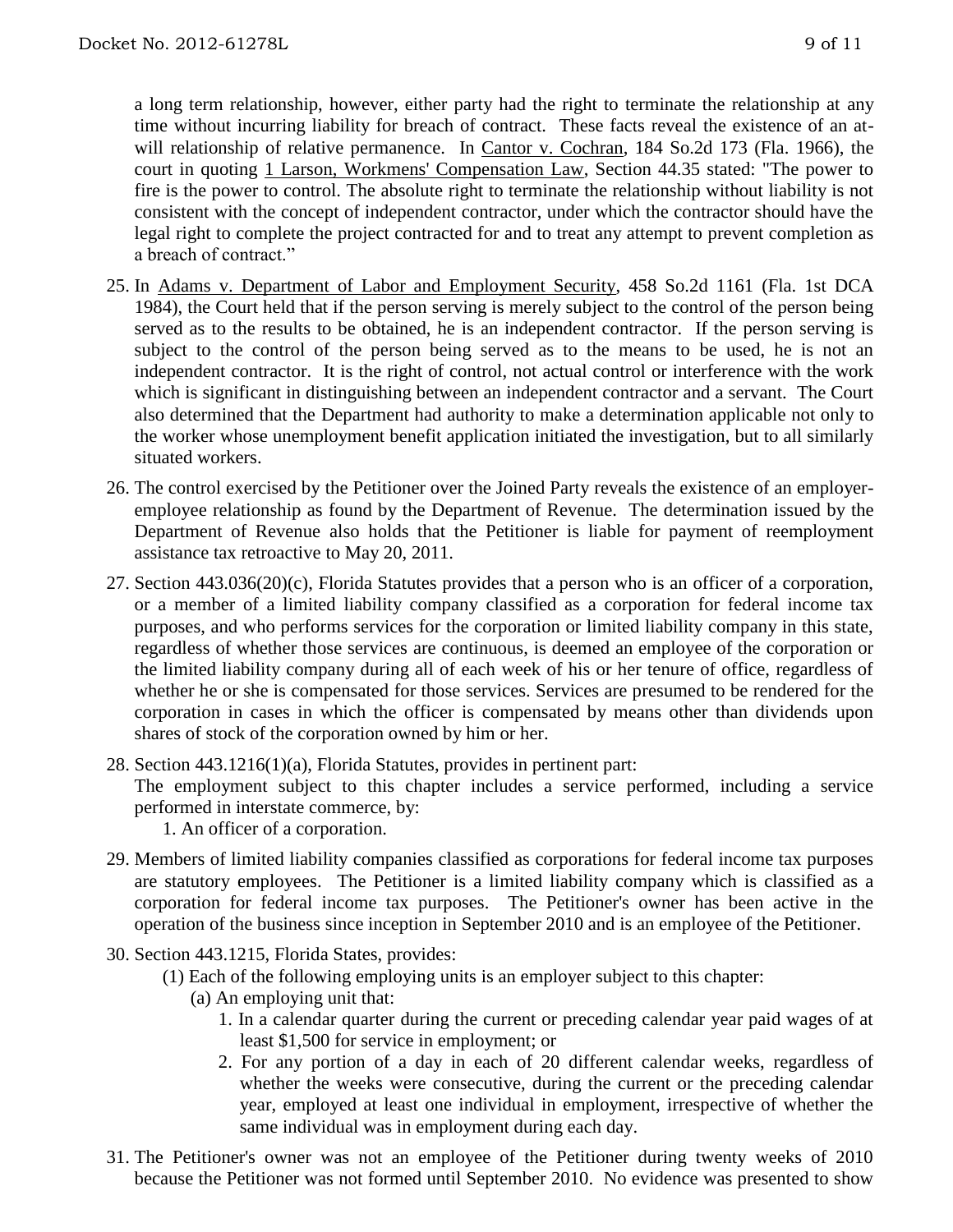a long term relationship, however, either party had the right to terminate the relationship at any time without incurring liability for breach of contract. These facts reveal the existence of an at-will relationship of relative permanence. In Cantor v. Cochran, 184 So.2d 173 (Fla. 1966), the court in quoting 1 Larson, Workmens' Compensation Law, Section 44.35 stated: "The power to fire is the power to control. The absolute right to terminate the relationship without liability is not consistent with the concept of independent contractor, under which the contractor should have the legal right to complete the project contracted for and to treat any attempt to prevent completion as a breach of contract."

25. In Adams v. Department of Labor and Employment Security, 458 So.2d 1161 (Fla. 1st DCA 1984), the Court held that if the person serving is merely subject to the control of the person being served as to the results to be obtained, he is an independent contractor. If the person serving is subject to the control of the person being served as to the means to be used, he is not an independent contractor. It is the right of control, not actual control or interference with the work which is significant in distinguishing between an independent contractor and a servant. The Court also determined that the Department had authority to make a determination applicable not only to the worker whose unemployment benefit application initiated the investigation, but to all similarly situated workers.

26. The control exercised by the Petitioner over the Joined Party reveals the existence of an employer-employee relationship as found by the Department of Revenue. The determination issued by the Department of Revenue also holds that the Petitioner is liable for payment of reemployment assistance tax retroactive to May 20, 2011.

27. Section 443.036(20)(c), Florida Statutes provides that a person who is an officer of a corporation, or a member of a limited liability company classified as a corporation for federal income tax purposes, and who performs services for the corporation or limited liability company in this state, regardless of whether those services are continuous, is deemed an employee of the corporation or the limited liability company during all of each week of his or her tenure of office, regardless of whether he or she is compensated for those services. Services are presumed to be rendered for the corporation in cases in which the officer is compensated by means other than dividends upon shares of stock of the corporation owned by him or her.

28. Section 443.1216(1)(a), Florida Statutes, provides in pertinent part:
    The employment subject to this chapter includes a service performed, including a service performed in interstate commerce, by:
    1. An officer of a corporation.

29. Members of limited liability companies classified as corporations for federal income tax purposes are statutory employees. The Petitioner is a limited liability company which is classified as a corporation for federal income tax purposes. The Petitioner's owner has been active in the operation of the business since inception in September 2010 and is an employee of the Petitioner.

30. Section 443.1215, Florida States, provides:
    (1) Each of the following employing units is an employer subject to this chapter:
    (a) An employing unit that:
    1. In a calendar quarter during the current or preceding calendar year paid wages of at least $1,500 for service in employment; or
    2. For any portion of a day in each of 20 different calendar weeks, regardless of whether the weeks were consecutive, during the current or the preceding calendar year, employed at least one individual in employment, irrespective of whether the same individual was in employment during each day.

31. The Petitioner's owner was not an employee of the Petitioner during twenty weeks of 2010 because the Petitioner was not formed until September 2010. No evidence was presented to show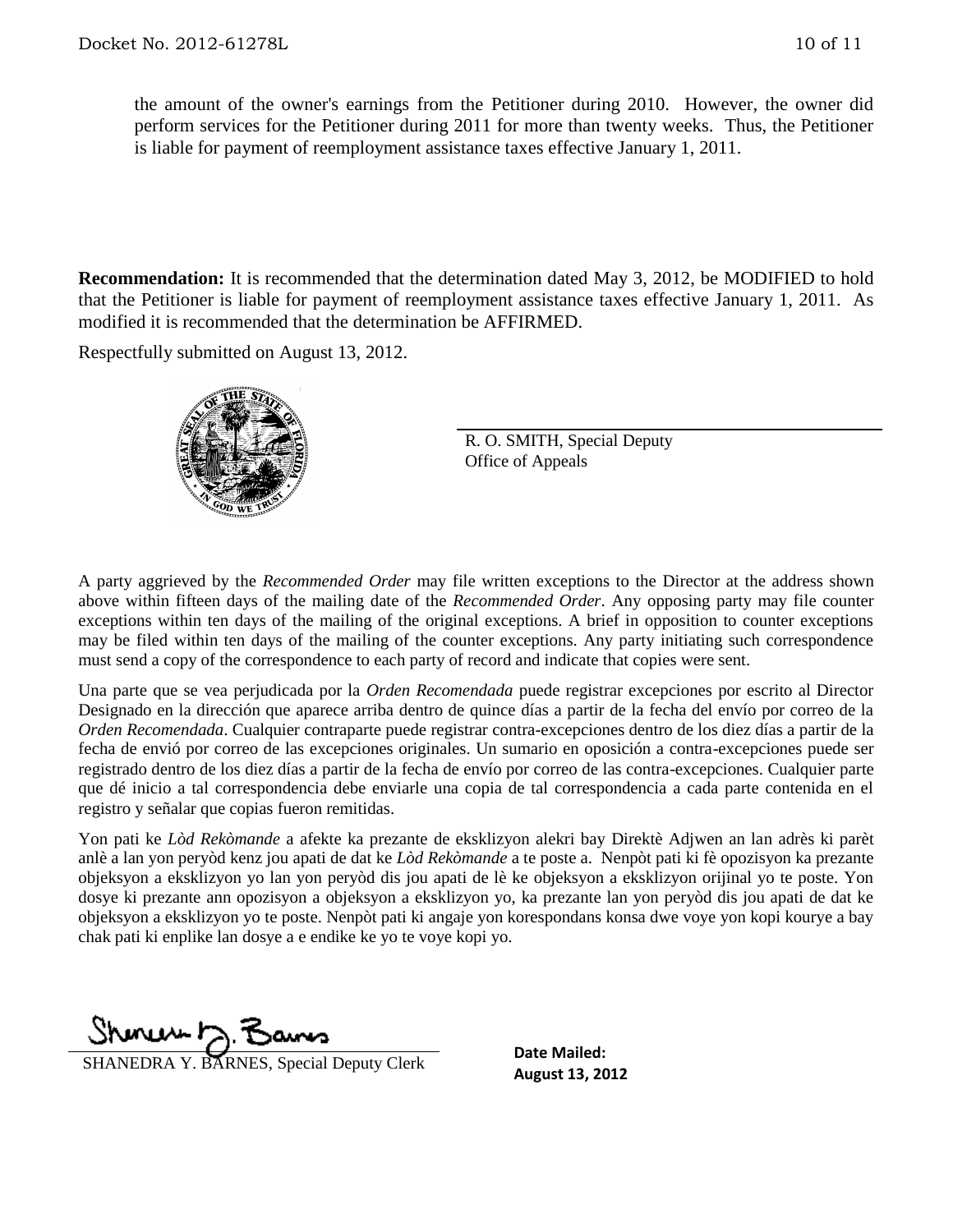the amount of the owner's earnings from the Petitioner during 2010. However, the owner did perform services for the Petitioner during 2011 for more than twenty weeks. Thus, the Petitioner is liable for payment of reemployment assistance taxes effective January 1, 2011.

**Recommendation:** It is recommended that the determination dated May 3, 2012, be MODIFIED to hold that the Petitioner is liable for payment of reemployment assistance taxes effective January 1, 2011. As modified it is recommended that the determination be AFFIRMED.

Respectfully submitted on August 13, 2012.

R. O. SMITH, Special Deputy
Office of Appeals

A party aggrieved by the *Recommended Order* may file written exceptions to the Director at the address shown above within fifteen days of the mailing date of the *Recommended Order*. Any opposing party may file counter exceptions within ten days of the mailing of the original exceptions. A brief in opposition to counter exceptions may be filed within ten days of the mailing of the counter exceptions. Any party initiating such correspondence must send a copy of the correspondence to each party of record and indicate that copies were sent.

Una parte que se vea perjudicada por la *Orden Recomendada* puede registrar excepciones por escrito al Director Designado en la dirección que aparece arriba dentro de quince días a partir de la fecha del envío por correo de la *Orden Recomendada*. Cualquier contraparte puede registrar contra-excepciones dentro de los diez días a partir de la fecha de envió por correo de las excepciones originales. Un sumario en oposición a contra-excepciones puede ser registrado dentro de los diez días a partir de la fecha de envío por correo de las contra-excepciones. Cualquier parte que dé inicio a tal correspondencia debe enviarle una copia de tal correspondencia a cada parte contenida en el registro y señalar que copias fueron remitidas.

Yon pati ke *Lòd Rekòmande* a afekte ka prezante de eksklizyon alekri bay Direktè Adjwen an lan adrès ki parèt anlè a lan yon peryòd kenz jou apati de dat ke *Lòd Rekòmande* a te poste a. Nenpòt pati ki fè opozisyon ka prezante objeksyon a eksklizyon yo lan yon peryòd dis jou apati de lè ke objeksyon a eksklizyon orijinal yo te poste. Yon dosye ki prezante ann opozisyon a objeksyon a eksklizyon yo, ka prezante lan yon peryòd dis jou apati de dat ke objeksyon a eksklizyon yo te poste. Nenpòt pati ki angaje yon korespondans konsa dwe voye yon kopi kourye a bay chak pati ki enplike lan dosye a e endike ke yo te voye kopi yo.

SHANEDRA Y. BARNES, Special Deputy Clerk

**Date Mailed:**
**August 13, 2012**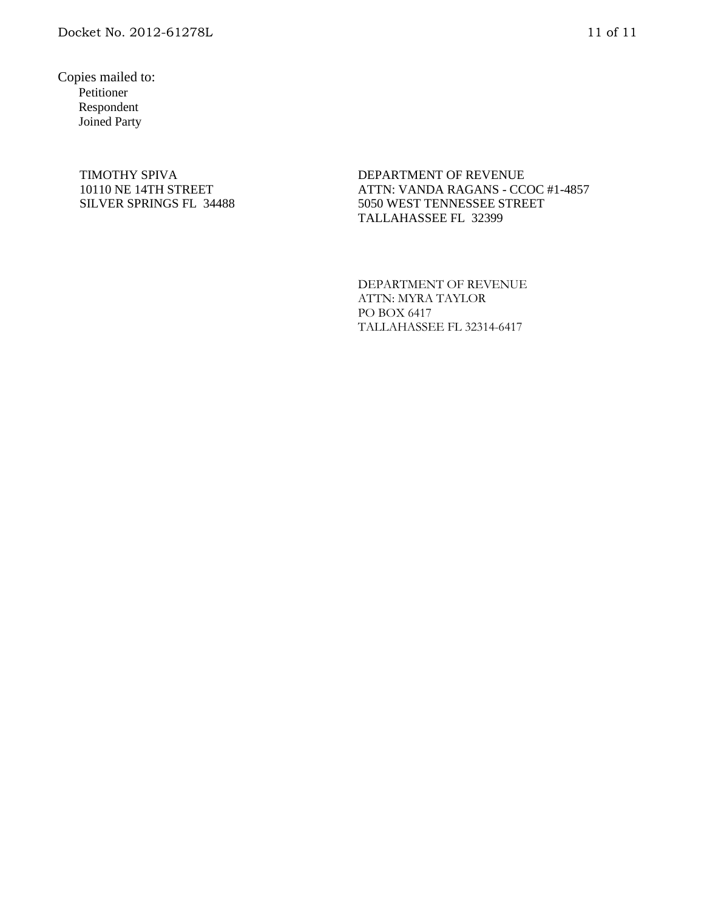Copies mailed to:

Petitioner
Respondent
Joined Party

TIMOTHY SPIVA
10110 NE 14TH STREET
SILVER SPRINGS FL 34488

DEPARTMENT OF REVENUE
ATTN: VANDA RAGANS - CCOC #1-4857
5050 WEST TENNESSEE STREET
TALLAHASSEE FL 32399

DEPARTMENT OF REVENUE
ATTN: MYRA TAYLOR
PO BOX 6417
TALLAHASSEE FL 32314-6417